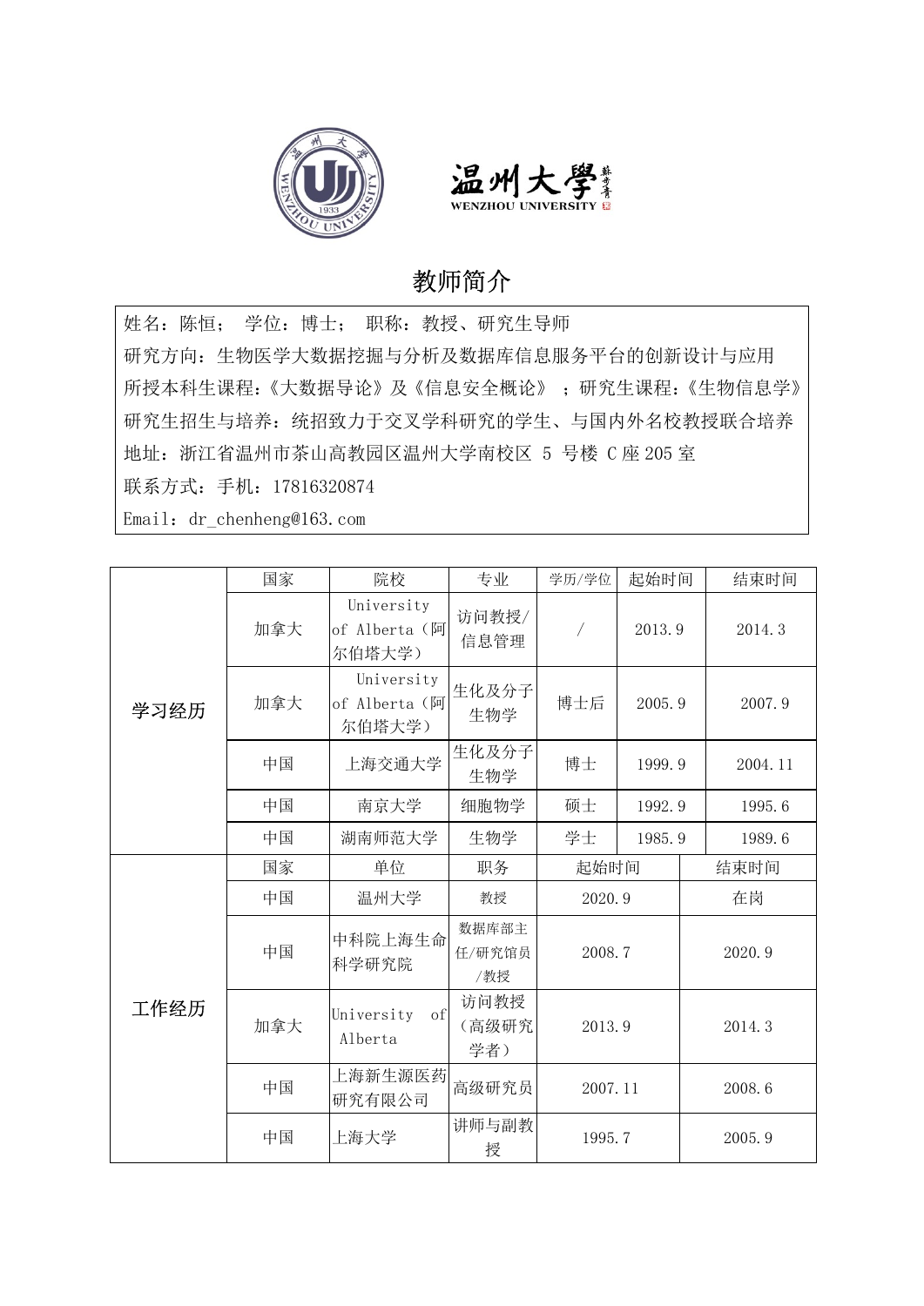# 教师简介

姓名：陈恒； 学位：博士； 职称：教授、研究生导师

研究方向：生物医学大数据挖掘与分析及数据库信息服务平台的创新设计与应用

所授本科生课程：《大数据导论》及《信息安全概论》 ；研究生课程：《生物信息学》

研究生招生与培养：统招致力于交叉学科研究的学生、与国内外名校教授联合培养

地址：浙江省温州市茶山高教园区温州大学南校区 5 号楼 C 座 205 室

联系方式：手机：17816320874

Email：dr_chenheng@163.com

| | 国家 | 院校 | 专业 | 学历/学位 | 起始时间 | 结束时间 |
|---|---|---|---|---|---|---|
| 学习经历 | 加拿大 | University of Alberta（阿尔伯塔大学） | 访问教授/信息管理 | / | 2013.9 | 2014.3 |
| | 加拿大 | University of Alberta（阿尔伯塔大学） | 生化及分子生物学 | 博士后 | 2005.9 | 2007.9 |
| | 中国 | 上海交通大学 | 生化及分子生物学 | 博士 | 1999.9 | 2004.11 |
| | 中国 | 南京大学 | 细胞物学 | 硕士 | 1992.9 | 1995.6 |
| | 中国 | 湖南师范大学 | 生物学 | 学士 | 1985.9 | 1989.6 |

| | 国家 | 单位 | 职务 | 起始时间 | 结束时间 |
|---|---|---|---|---|---|
| 工作经历 | 中国 | 温州大学 | 教授 | 2020.9 | 在岗 |
| | 中国 | 中科院上海生命科学研究院 | 数据库部主任/研究馆员/教授 | 2008.7 | 2020.9 |
| | 加拿大 | University of Alberta | 访问教授（高级研究学者） | 2013.9 | 2014.3 |
| | 中国 | 上海新生源医药研究有限公司 | 高级研究员 | 2007.11 | 2008.6 |
| | 中国 | 上海大学 | 讲师与副教授 | 1995.7 | 2005.9 |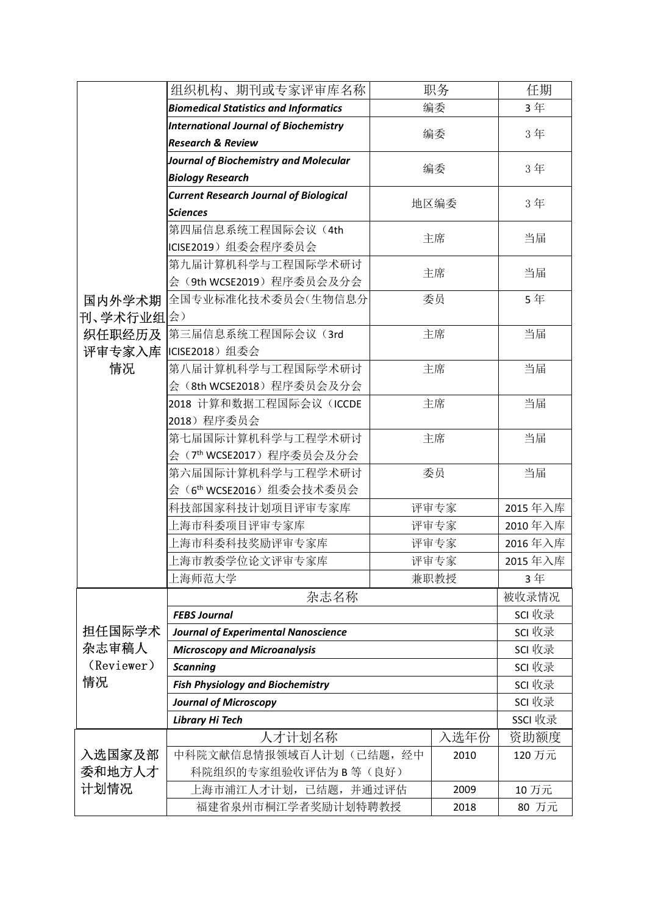| 国内外学术期刊、学术行业组织任职经历及评审专家入库情况 | 组织机构、期刊或专家评审库名称 | 职务 | 任期 |
|---|---|---|---|
| | ***Biomedical Statistics and Informatics*** | 编委 | 3 年 |
| | ***International Journal of Biochemistry Research & Review*** | 编委 | 3 年 |
| | ***Journal of Biochemistry and Molecular Biology Research*** | 编委 | 3 年 |
| | ***Current Research Journal of Biological Sciences*** | 地区编委 | 3 年 |
| | 第四届信息系统工程国际会议（4th ICISE2019）组委会程序委员会 | 主席 | 当届 |
| | 第九届计算机科学与工程国际学术研讨会（9th WCSE2019）程序委员会及分会 | 主席 | 当届 |
| | 全国专业标准化技术委员会(生物信息分会） | 委员 | 5 年 |
| | 第三届信息系统工程国际会议（3rd ICISE2018）组委会 | 主席 | 当届 |
| | 第八届计算机科学与工程国际学术研讨会（8th WCSE2018）程序委员会及分会 | 主席 | 当届 |
| | 2018 计算和数据工程国际会议（ICCDE 2018）程序委员会 | 主席 | 当届 |
| | 第七届国际计算机科学与工程学术研讨会（7th WCSE2017）程序委员会及分会 | 主席 | 当届 |
| | 第六届国际计算机科学与工程学术研讨会（6th WCSE2016）组委会技术委员会 | 委员 | 当届 |
| | 科技部国家科技计划项目评审专家库 | 评审专家 | 2015 年入库 |
| | 上海市科委项目评审专家库 | 评审专家 | 2010 年入库 |
| | 上海市科委科技奖励评审专家库 | 评审专家 | 2016 年入库 |
| | 上海市教委学位论文评审专家库 | 评审专家 | 2015 年入库 |
| | 上海师范大学 | 兼职教授 | 3 年 |

| 担任国际学术杂志审稿人（Reviewer）情况 | 杂志名称 | 被收录情况 |
|---|---|---|
| | ***FEBS Journal*** | SCI 收录 |
| | ***Journal of Experimental Nanoscience*** | SCI 收录 |
| | ***Microscopy and Microanalysis*** | SCI 收录 |
| | ***Scanning*** | SCI 收录 |
| | ***Fish Physiology and Biochemistry*** | SCI 收录 |
| | ***Journal of Microscopy*** | SCI 收录 |
| | ***Library Hi Tech*** | SSCI 收录 |

| 入选国家及部委和地方人才计划情况 | 人才计划名称 | 入选年份 | 资助额度 |
|---|---|---|---|
| | 中科院文献信息情报领域百人计划（已结题，经中科院组织的专家组验收评估为 B 等（良好） | 2010 | 120 万元 |
| | 上海市浦江人才计划，已结题，并通过评估 | 2009 | 10 万元 |
| | 福建省泉州市桐江学者奖励计划特聘教授 | 2018 | 80 万元 |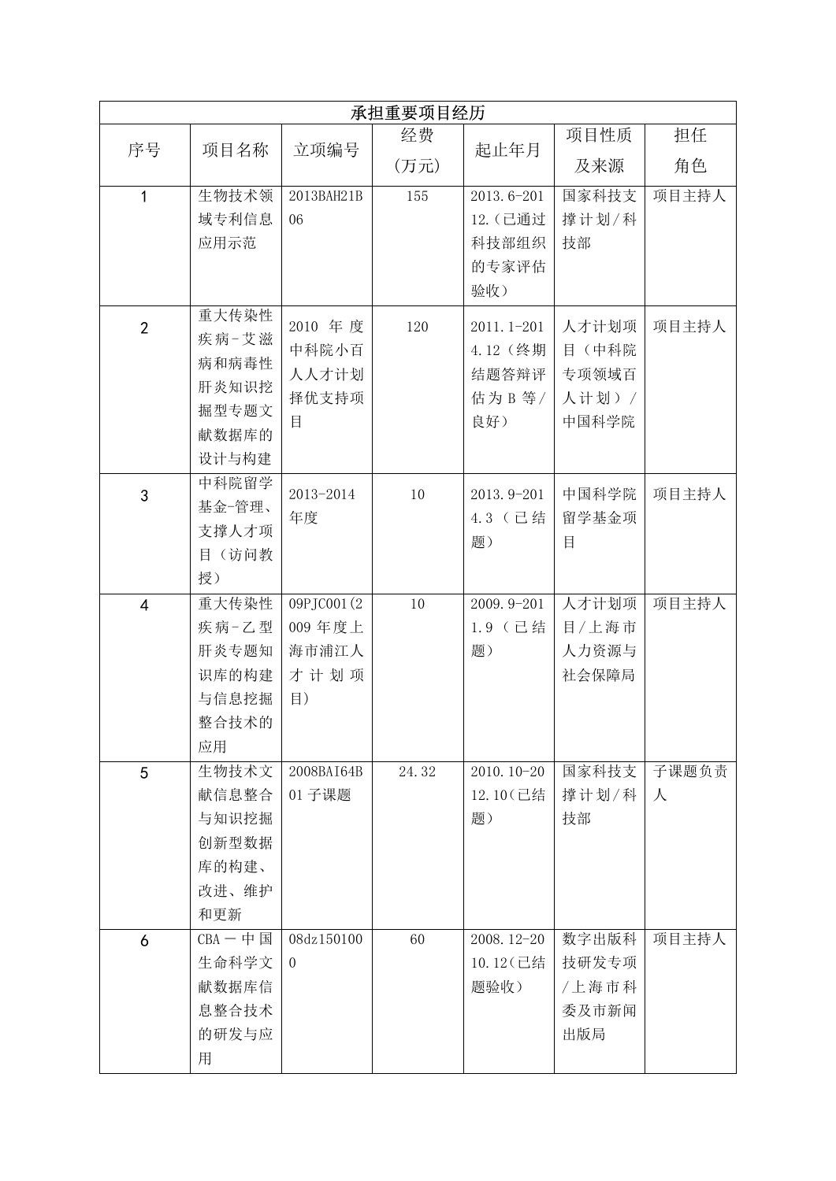| 承担重要项目经历 | | | | | | |
|---|---|---|---|---|---|---|
| 序号 | 项目名称 | 立项编号 | 经费(万元) | 起止年月 | 项目性质及来源 | 担任角色 |
| 1 | 生物技术领域专利信息应用示范 | 2013BAH21B06 | 155 | 2013.6-2012.（已通过科技部组织的专家评估验收） | 国家科技支撑计划/科技部 | 项目主持人 |
| 2 | 重大传染性疾病-艾滋病和病毒性肝炎知识挖掘型专题文献数据库的设计与构建 | 2010 年度中科院小百人人才计划择优支持项目 | 120 | 2011.1-2014.12（终期结题答辩评估为 B 等/良好） | 人才计划项目（中科院专项领域百人计划）/中国科学院 | 项目主持人 |
| 3 | 中科院留学基金-管理、支撑人才项目（访问教授） | 2013-2014 年度 | 10 | 2013.9-2014.3（已结题） | 中国科学院留学基金项目 | 项目主持人 |
| 4 | 重大传染性疾病-乙型肝炎专题知识库的构建与信息挖掘整合技术的应用 | 09PJC001(2009 年度上海市浦江人才计划项目) | 10 | 2009.9-2011.9（已结题） | 人才计划项目/上海市人力资源与社会保障局 | 项目主持人 |
| 5 | 生物技术文献信息整合与知识挖掘创新型数据库的构建、改进、维护和更新 | 2008BAI64B01 子课题 | 24.32 | 2010.10-2012.10(已结题） | 国家科技支撑计划/科技部 | 子课题负责人 |
| 6 | CBA－中国生命科学文献数据库信息整合技术的研发与应用 | 08dz1501000 | 60 | 2008.12-2010.12(已结题验收） | 数字出版科技研发专项/上海市科委及市新闻出版局 | 项目主持人 |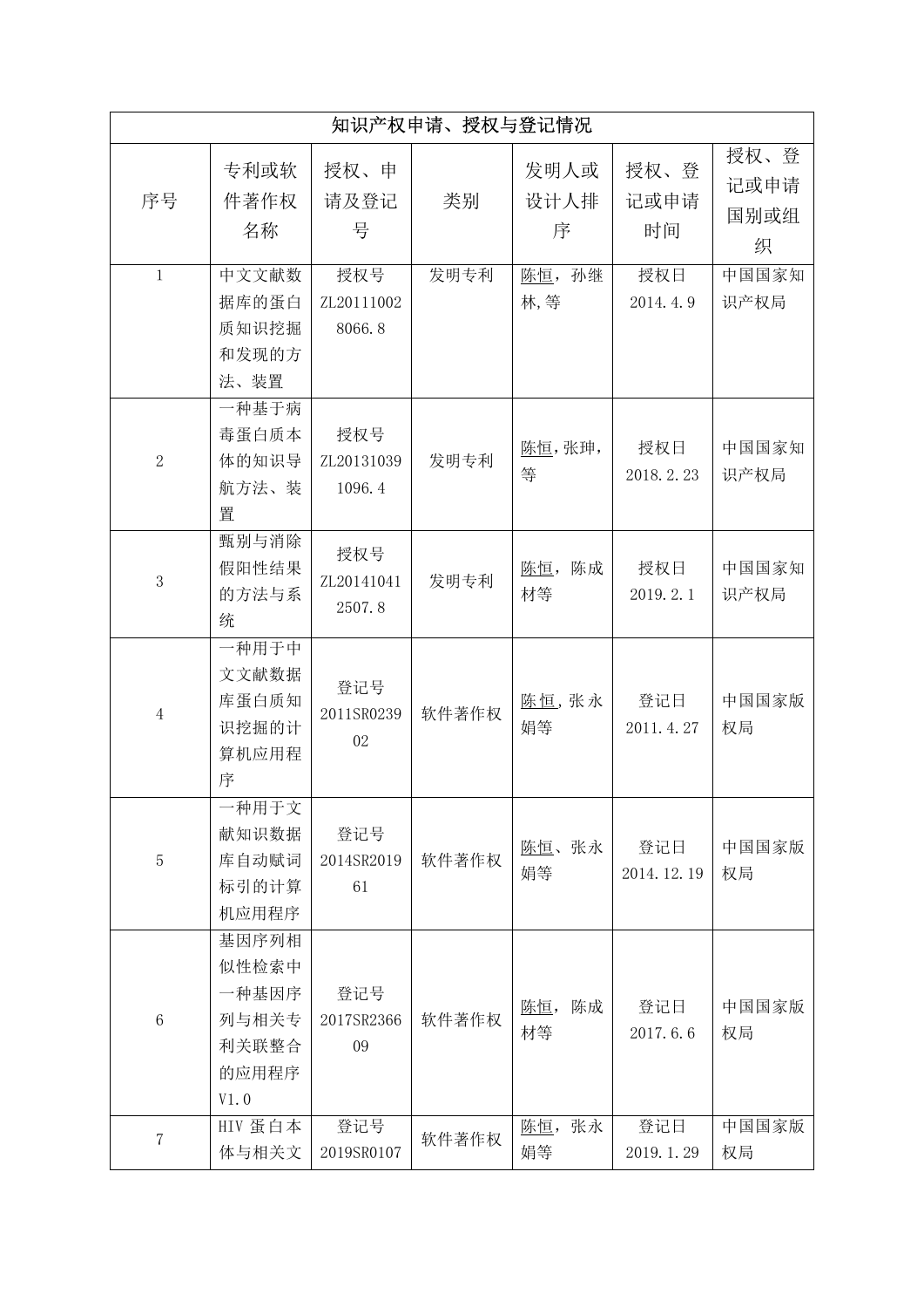| 知识产权申请、授权与登记情况 | | | | | | |
|---|---|---|---|---|---|---|
| 序号 | 专利或软件著作权名称 | 授权、申请及登记号 | 类别 | 发明人或设计人排序 | 授权、登记或申请时间 | 授权、登记或申请国别或组织 |
| 1 | 中文文献数据库的蛋白质知识挖掘和发现的方法、装置 | 授权号 ZL201110028066.8 | 发明专利 | 陈恒，孙继林,等 | 授权日 2014.4.9 | 中国国家知识产权局 |
| 2 | 一种基于病毒蛋白质本体的知识导航方法、装置 | 授权号 ZL201310391096.4 | 发明专利 | 陈恒,张珅，等 | 授权日 2018.2.23 | 中国国家知识产权局 |
| 3 | 甄别与消除假阳性结果的方法与系统 | 授权号 ZL201410412507.8 | 发明专利 | 陈恒，陈成材等 | 授权日 2019.2.1 | 中国国家知识产权局 |
| 4 | 一种用于中文文献数据库蛋白质知识挖掘的计算机应用程序 | 登记号 2011SR023902 | 软件著作权 | 陈恒,张永娟等 | 登记日 2011.4.27 | 中国国家版权局 |
| 5 | 一种用于文献知识数据库自动赋词标引的计算机应用程序 | 登记号 2014SR201961 | 软件著作权 | 陈恒、张永娟等 | 登记日 2014.12.19 | 中国国家版权局 |
| 6 | 基因序列相似性检索中一种基因序列与相关专利关联整合的应用程序 V1.0 | 登记号 2017SR236609 | 软件著作权 | 陈恒，陈成材等 | 登记日 2017.6.6 | 中国国家版权局 |
| 7 | HIV 蛋白本体与相关文 | 登记号 2019SR0107 | 软件著作权 | 陈恒，张永娟等 | 登记日 2019.1.29 | 中国国家版权局 |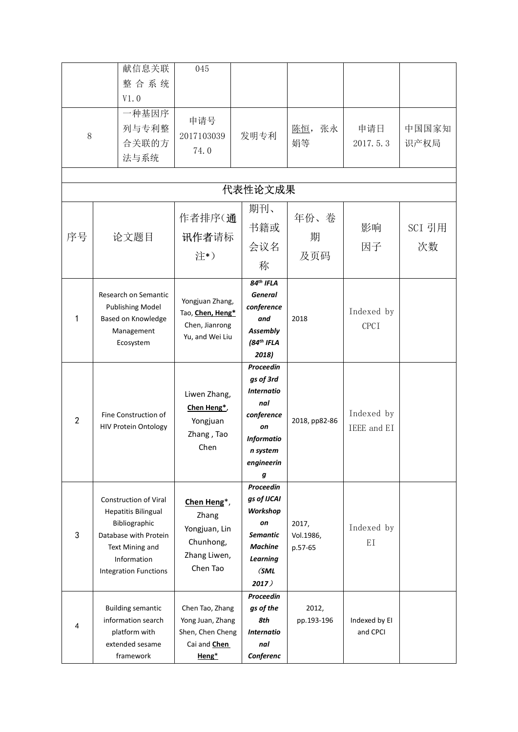| | 献信息关联整合系统V1.0 | 045 | | | | |
|---|---|---|---|---|---|---|
| 8 | 一种基因序列与专利整合关联的方法与系统 | 申请号2017103039 74.0 | 发明专利 | 陈恒，张永娟等 | 申请日2017.5.3 | 中国国家知识产权局 |

## 代表性论文成果

| 序号 | 论文题目 | 作者排序（通讯作者请标注*） | 期刊、书籍或会议名称 | 年份、卷期及页码 | 影响因子 | SCI 引用次数 |
|---|---|---|---|---|---|---|
| 1 | Research on Semantic Publishing Model Based on Knowledge Management Ecosystem | Yongjuan Zhang, Tao, **Chen, Heng***, Chen, Jianrong Yu, and Wei Liu | ***84th IFLA General conference and Assembly (84th IFLA 2018)*** | 2018 | Indexed by CPCI | |
| 2 | Fine Construction of HIV Protein Ontology | Liwen Zhang, **Chen Heng***, Yongjuan Zhang , Tao Chen | ***Proceedings of 3rd International conference on Information system engineering*** | 2018, pp82-86 | Indexed by IEEE and EI | |
| 3 | Construction of Viral Hepatitis Bilingual Bibliographic Database with Protein Text Mining and Information Integration Functions | **Chen Heng***, Zhang Yongjuan, Lin Chunhong, Zhang Liwen, Chen Tao | ***Proceedings of IJCAI Workshop on Semantic Machine Learning（SML 2017）*** | 2017, Vol.1986, p.57-65 | Indexed by EI | |
| 4 | Building semantic information search platform with extended sesame framework | Chen Tao, Zhang Yong Juan, Zhang Shen, Chen Cheng Cai and **Chen Heng***| ***Proceedings of the 8th International Conferenc*** | 2012, pp.193-196 | Indexed by EI and CPCI | |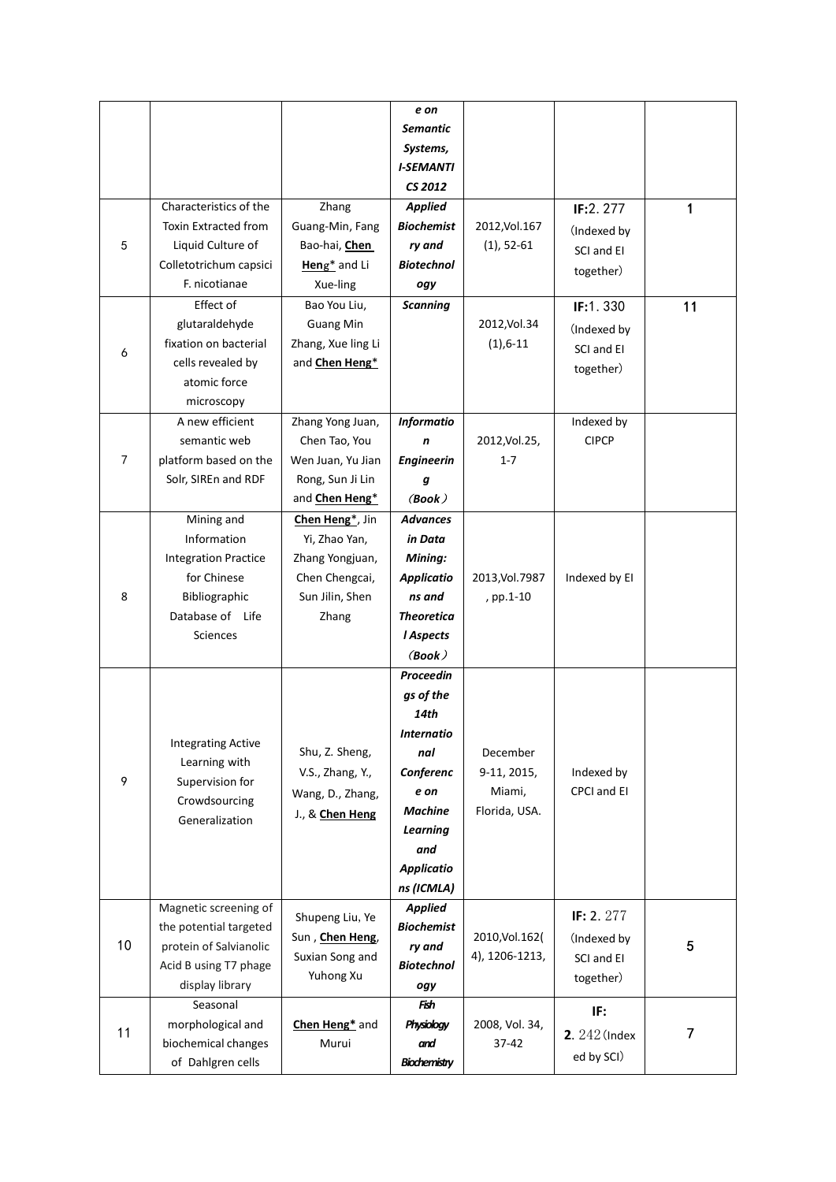| | | | *e on Semantic Systems, I-SEMANTICS 2012* | | | |
|---|---|---|---|---|---|---|
| 5 | Characteristics of the Toxin Extracted from Liquid Culture of Colletotrichum capsici F. nicotianae | Zhang Guang-Min, Fang Bao-hai, **Chen Heng*** and Li Xue-ling | ***Applied Biochemistry and Biotechnology*** | 2012,Vol.167 (1), 52-61 | **IF:**2. 277 (Indexed by SCI and EI together) | 1 |
| 6 | Effect of glutaraldehyde fixation on bacterial cells revealed by atomic force microscopy | Bao You Liu, Guang Min Zhang, Xue ling Li and **Chen Heng*** | ***Scanning*** | 2012,Vol.34 (1),6-11 | **IF:**1. 330 (Indexed by SCI and EI together) | 11 |
| 7 | A new efficient semantic web platform based on the Solr, SIREn and RDF | Zhang Yong Juan, Chen Tao, You Wen Juan, Yu Jian Rong, Sun Ji Lin and **Chen Heng*** | ***Information Engineering (Book)*** | 2012,Vol.25, 1-7 | Indexed by CIPCP | |
| 8 | Mining and Information Integration Practice for Chinese Bibliographic Database of Life Sciences | **Chen Heng***, Jin Yi, Zhao Yan, Zhang Yongjuan, Chen Chengcai, Sun Jilin, Shen Zhang | ***Advances in Data Mining: Applications and Theoretical Aspects (Book)*** | 2013,Vol.7987 , pp.1-10 | Indexed by EI | |
| 9 | Integrating Active Learning with Supervision for Crowdsourcing Generalization | Shu, Z. Sheng, V.S., Zhang, Y., Wang, D., Zhang, J., & **Chen Heng** | ***Proceedings of the 14th International Conference on Machine Learning and Applications (ICMLA)*** | December 9-11, 2015, Miami, Florida, USA. | Indexed by CPCI and EI | |
| 10 | Magnetic screening of the potential targeted protein of Salvianolic Acid B using T7 phage display library | Shupeng Liu, Ye Sun , **Chen Heng**, Suxian Song and Yuhong Xu | ***Applied Biochemistry and Biotechnology*** | 2010,Vol.162( 4), 1206-1213, | **IF:** 2. 277 (Indexed by SCI and EI together) | 5 |
| 11 | Seasonal morphological and biochemical changes of Dahlgren cells | **Chen Heng*** and Murui | ***Fish Physiology and Biochemistry*** | 2008, Vol. 34, 37-42 | **IF: 2**. 242 (Indexed by SCI) | 7 |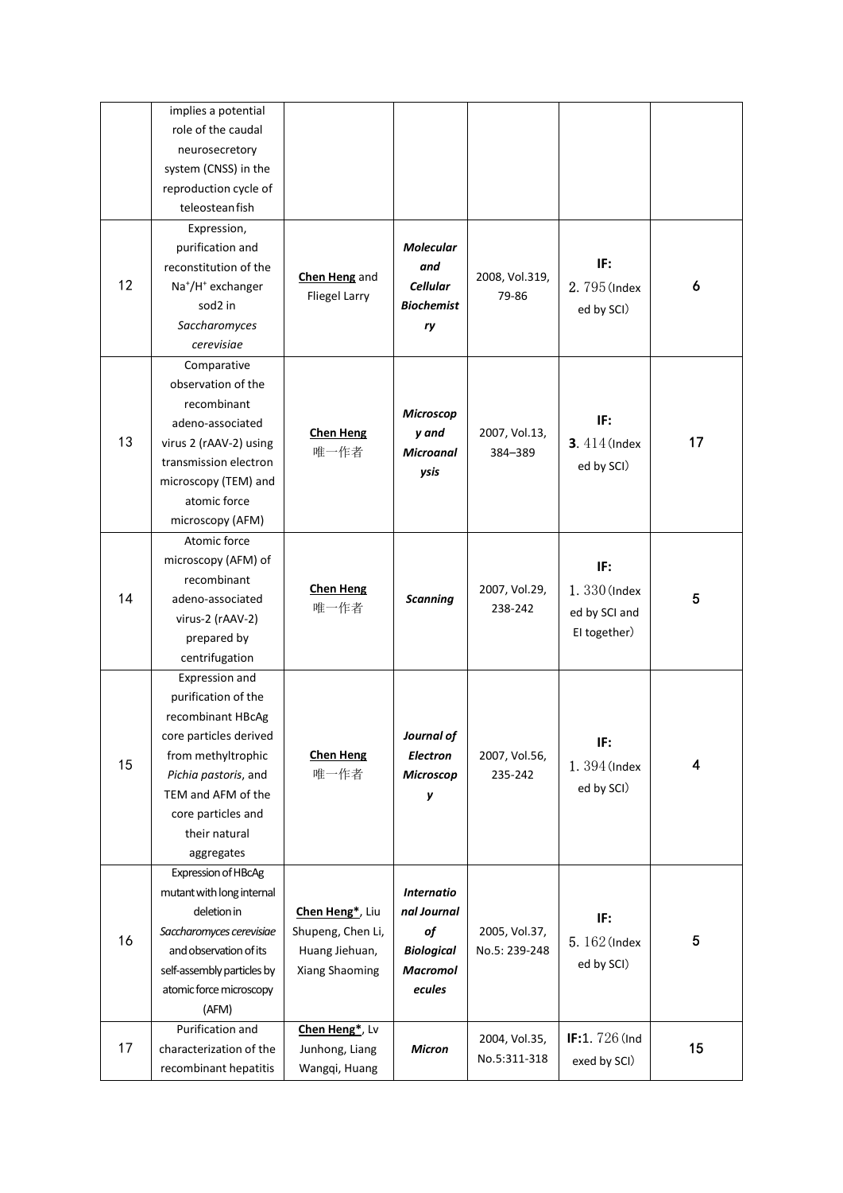| | | | | | | |
|---|---|---|---|---|---|---|
| | implies a potential role of the caudal neurosecretory system (CNSS) in the reproduction cycle of teleostean fish | | | | | |
| 12 | Expression, purification and reconstitution of the $Na^+/H^+$ exchanger sod2 in *Saccharomyces cerevisiae* | **Chen Heng** and Fliegel Larry | ***Molecular and Cellular Biochemistry*** | 2008, Vol.319, 79-86 | **IF:** 2.795 (Indexed by SCI) | **6** |
| 13 | Comparative observation of the recombinant adeno-associated virus 2 (rAAV-2) using transmission electron microscopy (TEM) and atomic force microscopy (AFM) | **Chen Heng** 唯一作者 | ***Microscopy and Microanalysis*** | 2007, Vol.13, 384–389 | **IF:** **3**.414 (Indexed by SCI) | 17 |
| 14 | Atomic force microscopy (AFM) of recombinant adeno-associated virus-2 (rAAV-2) prepared by centrifugation | **Chen Heng** 唯一作者 | ***Scanning*** | 2007, Vol.29, 238-242 | **IF:** 1.330 (Indexed by SCI and EI together) | 5 |
| 15 | Expression and purification of the recombinant HBcAg core particles derived from methyltrophic *Pichia pastoris*, and TEM and AFM of the core particles and their natural aggregates | **Chen Heng** 唯一作者 | ***Journal of Electron Microscopy*** | 2007, Vol.56, 235-242 | **IF:** 1.394 (Indexed by SCI) | 4 |
| 16 | Expression of HBcAg mutant with long internal deletion in *Saccharomyces cerevisiae* and observation of its self-assembly particles by atomic force microscopy (AFM) | **Chen Heng***, Liu Shupeng, Chen Li, Huang Jiehuan, Xiang Shaoming | ***International Journal of Biological Macromolecules*** | 2005, Vol.37, No.5: 239-248 | **IF:** 5.162 (Indexed by SCI) | 5 |
| 17 | Purification and characterization of the recombinant hepatitis | **Chen Heng***, Lv Junhong, Liang Wangqi, Huang | ***Micron*** | 2004, Vol.35, No.5:311-318 | **IF:**1.726 (Indexed by SCI) | 15 |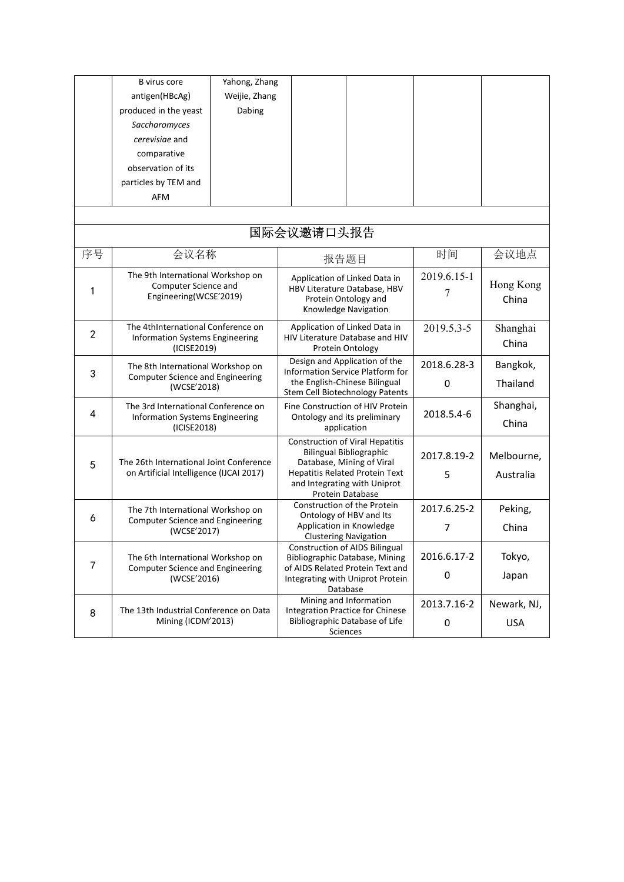| | | | | | | |
|---|---|---|---|---|---|---|
| | B virus core antigen(HBcAg) produced in the yeast *Saccharomyces cerevisiae* and comparative observation of its particles by TEM and AFM | Yahong, Zhang Weijie, Zhang Dabing | | | | |

## 国际会议邀请口头报告

| 序号 | 会议名称 | 报告题目 | 时间 | 会议地点 |
|---|---|---|---|---|
| 1 | The 9th International Workshop on Computer Science and Engineering(WCSE'2019) | Application of Linked Data in HBV Literature Database, HBV Protein Ontology and Knowledge Navigation | 2019.6.15-17 | Hong Kong China |
| 2 | The 4thInternational Conference on Information Systems Engineering (ICISE2019) | Application of Linked Data in HIV Literature Database and HIV Protein Ontology | 2019.5.3-5 | Shanghai China |
| 3 | The 8th International Workshop on Computer Science and Engineering (WCSE'2018) | Design and Application of the Information Service Platform for the English-Chinese Bilingual Stem Cell Biotechnology Patents | 2018.6.28-30 | Bangkok, Thailand |
| 4 | The 3rd International Conference on Information Systems Engineering (ICISE2018) | Fine Construction of HIV Protein Ontology and its preliminary application | 2018.5.4-6 | Shanghai, China |
| 5 | The 26th International Joint Conference on Artificial Intelligence (IJCAI 2017) | Construction of Viral Hepatitis Bilingual Bibliographic Database, Mining of Viral Hepatitis Related Protein Text and Integrating with Uniprot Protein Database | 2017.8.19-25 | Melbourne, Australia |
| 6 | The 7th International Workshop on Computer Science and Engineering (WCSE'2017) | Construction of the Protein Ontology of HBV and Its Application in Knowledge Clustering Navigation | 2017.6.25-27 | Peking, China |
| 7 | The 6th International Workshop on Computer Science and Engineering (WCSE'2016) | Construction of AIDS Bilingual Bibliographic Database, Mining of AIDS Related Protein Text and Integrating with Uniprot Protein Database | 2016.6.17-20 | Tokyo, Japan |
| 8 | The 13th Industrial Conference on Data Mining (ICDM'2013) | Mining and Information Integration Practice for Chinese Bibliographic Database of Life Sciences | 2013.7.16-20 | Newark, NJ, USA |